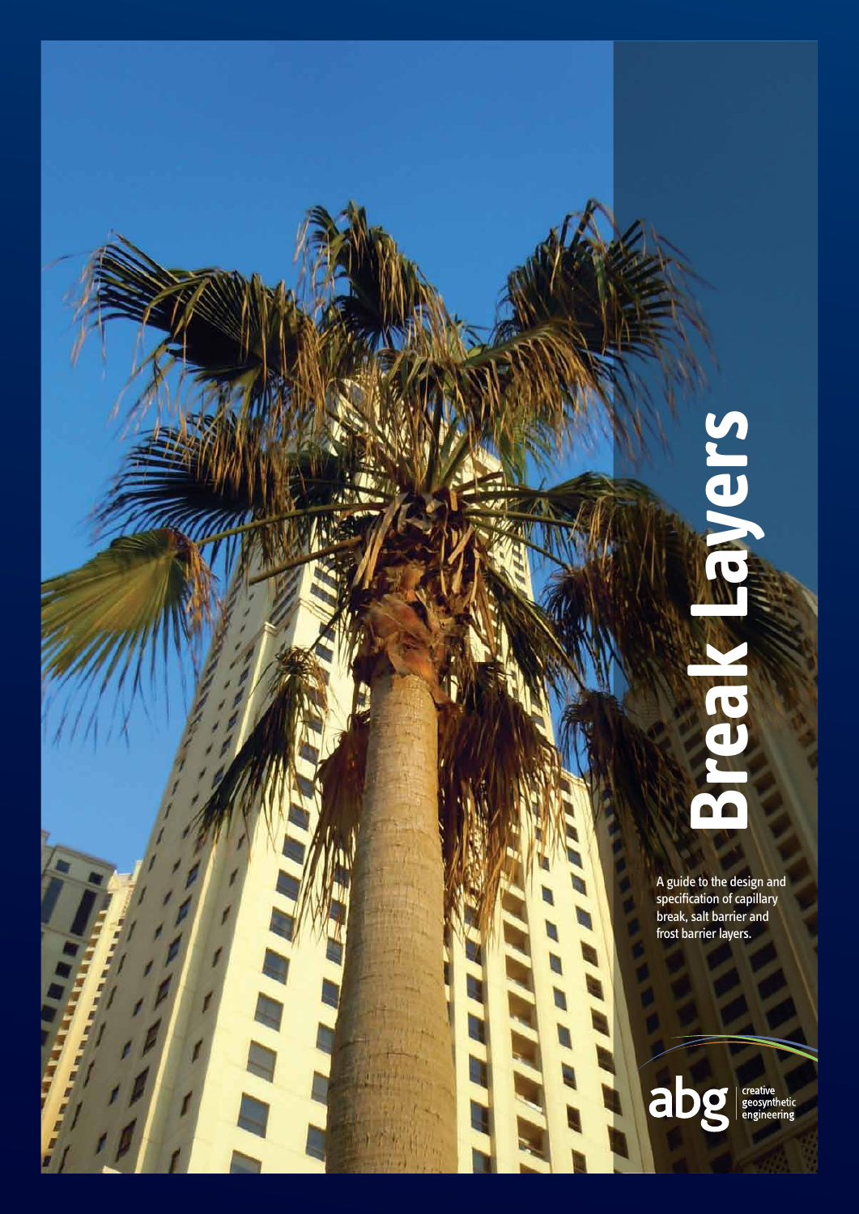# Break Layers

A guide to the design and specification of capillary break, salt barrier and frost barrier layers.

abg creative geosynthetic engineering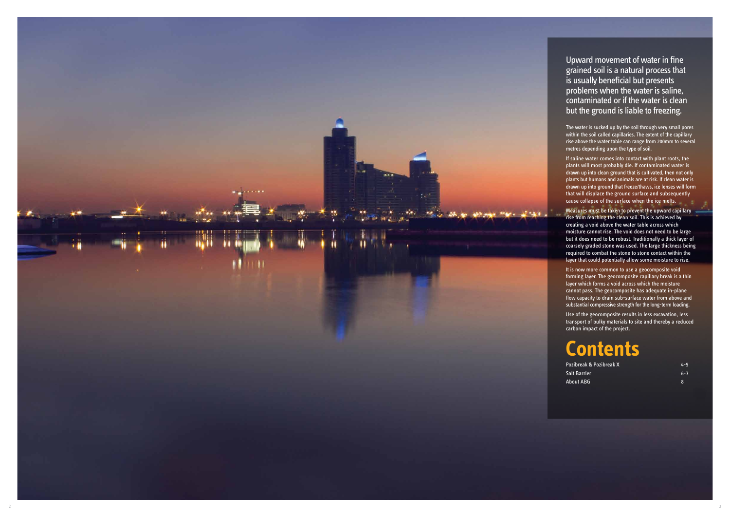Upward movement of water in fine grained soil is a natural process that is usually beneficial but presents problems when the water is saline, contaminated or if the water is clean but the ground is liable to freezing.

The water is sucked up by the soil through very small pores within the soil called capillaries. The extent of the capillary rise above the water table can range from 200mm to several metres depending upon the type of soil.

If saline water comes into contact with plant roots, the plants will most probably die. If contaminated water is drawn up into clean ground that is cultivated, then not only plants but humans and animals are at risk. If clean water is drawn up into ground that freeze/thaws, ice lenses will form that will displace the ground surface and subsequently cause collapse of the surface when the ice melts.

Measures must be taken to prevent the upward capillary rise from reaching the clean soil. This is achieved by creating a void above the water table across which moisture cannot rise. The void does not need to be large but it does need to be robust. Traditionally a thick layer of coarsely graded stone was used. The large thickness being required to combat the stone to stone contact within the layer that could potentially allow some moisture to rise.

It is now more common to use a geocomposite void forming layer. The geocomposite capillary break is a thin layer which forms a void across which the moisture cannot pass. The geocomposite has adequate in-plane flow capacity to drain sub-surface water from above and substantial compressive strength for the long-term loading.

Use of the geocomposite results in less excavation, less transport of bulky materials to site and thereby a reduced carbon impact of the project.

# Contents

| | |
|---|---|
| Pozibreak & Pozibreak X | 4-5 |
| Salt Barrier | 6-7 |
| About ABG | 8 |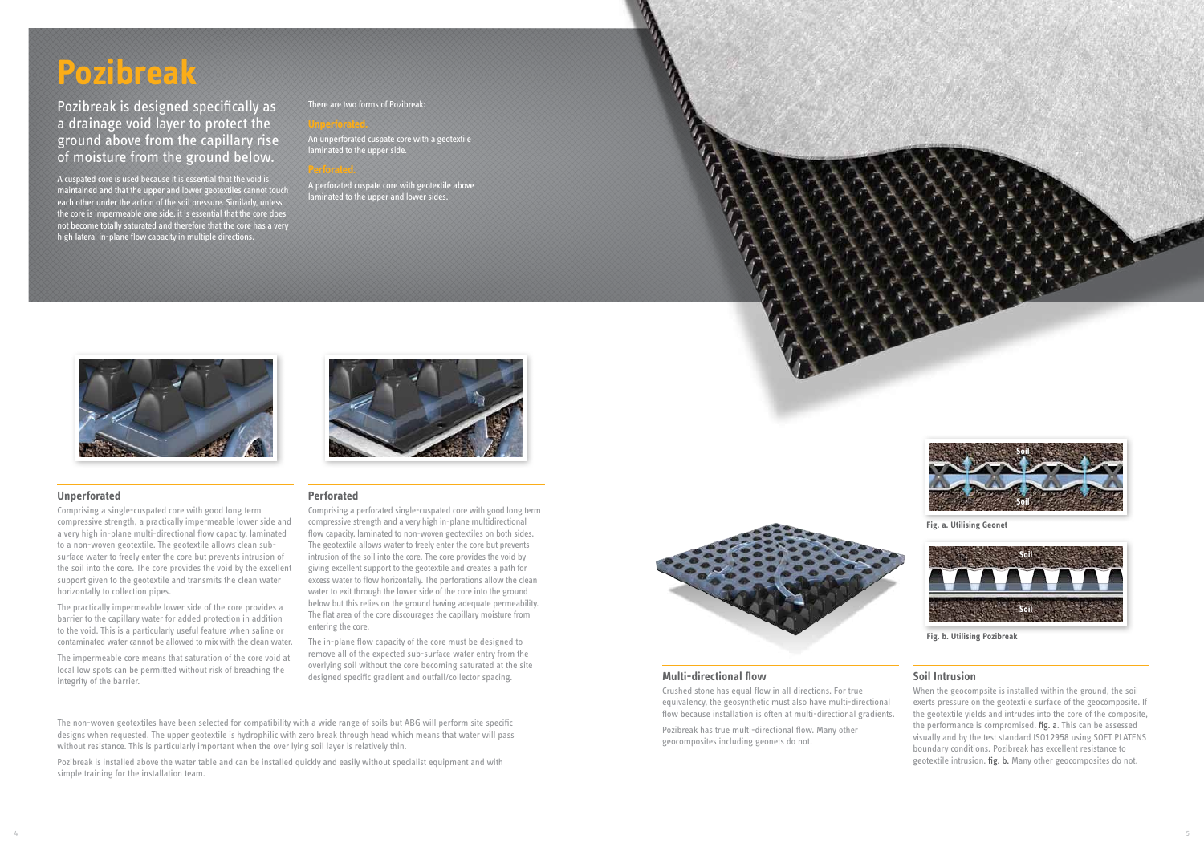# Pozibreak

## Pozibreak is designed specifically as a drainage void layer to protect the ground above from the capillary rise of moisture from the ground below.

A cuspated core is used because it is essential that the void is maintained and that the upper and lower geotextiles cannot touch each other under the action of the soil pressure. Similarly, unless the core is impermeable one side, it is essential that the core does not become totally saturated and therefore that the core has a very high lateral in-plane flow capacity in multiple directions.

There are two forms of Pozibreak:

**Unperforated.**

An unperforated cuspate core with a geotextile laminated to the upper side.

**Perforated.**

A perforated cuspate core with geotextile above laminated to the upper and lower sides.

### Unperforated

Comprising a single-cuspated core with good long term compressive strength, a practically impermeable lower side and a very high in-plane multi-directional flow capacity, laminated to a non-woven geotextile. The geotextile allows clean sub-surface water to freely enter the core but prevents intrusion of the soil into the core. The core provides the void by the excellent support given to the geotextile and transmits the clean water horizontally to collection pipes.

The practically impermeable lower side of the core provides a barrier to the capillary water for added protection in addition to the void. This is a particularly useful feature when saline or contaminated water cannot be allowed to mix with the clean water.

The impermeable core means that saturation of the core void at local low spots can be permitted without risk of breaching the integrity of the barrier.

### Perforated

Comprising a perforated single-cuspated core with good long term compressive strength and a very high in-plane multidirectional flow capacity, laminated to non-woven geotextiles on both sides. The geotextile allows water to freely enter the core but prevents intrusion of the soil into the core. The core provides the void by giving excellent support to the geotextile and creates a path for excess water to flow horizontally. The perforations allow the clean water to exit through the lower side of the core into the ground below but this relies on the ground having adequate permeability. The flat area of the core discourages the capillary moisture from entering the core.

The in-plane flow capacity of the core must be designed to remove all of the expected sub-surface water entry from the overlying soil without the core becoming saturated at the site designed specific gradient and outfall/collector spacing.

The non-woven geotextiles have been selected for compatibility with a wide range of soils but ABG will perform site specific designs when requested. The upper geotextile is hydrophilic with zero break through head which means that water will pass without resistance. This is particularly important when the over lying soil layer is relatively thin.

Pozibreak is installed above the water table and can be installed quickly and easily without specialist equipment and with simple training for the installation team.

### Multi-directional flow

Crushed stone has equal flow in all directions. For true equivalency, the geosynthetic must also have multi-directional flow because installation is often at multi-directional gradients.

Pozibreak has true multi-directional flow. Many other geocomposites including geonets do not.

**Fig. a. Utilising Geonet**

**Fig. b. Utilising Pozibreak**

### Soil Intrusion

When the geocompsite is installed within the ground, the soil exerts pressure on the geotextile surface of the geocomposite. If the geotextile yields and intrudes into the core of the composite, the performance is compromised. fig. a. This can be assessed visually and by the test standard ISO12958 using SOFT PLATENS boundary conditions. Pozibreak has excellent resistance to geotextile intrusion. fig. b. Many other geocomposites do not.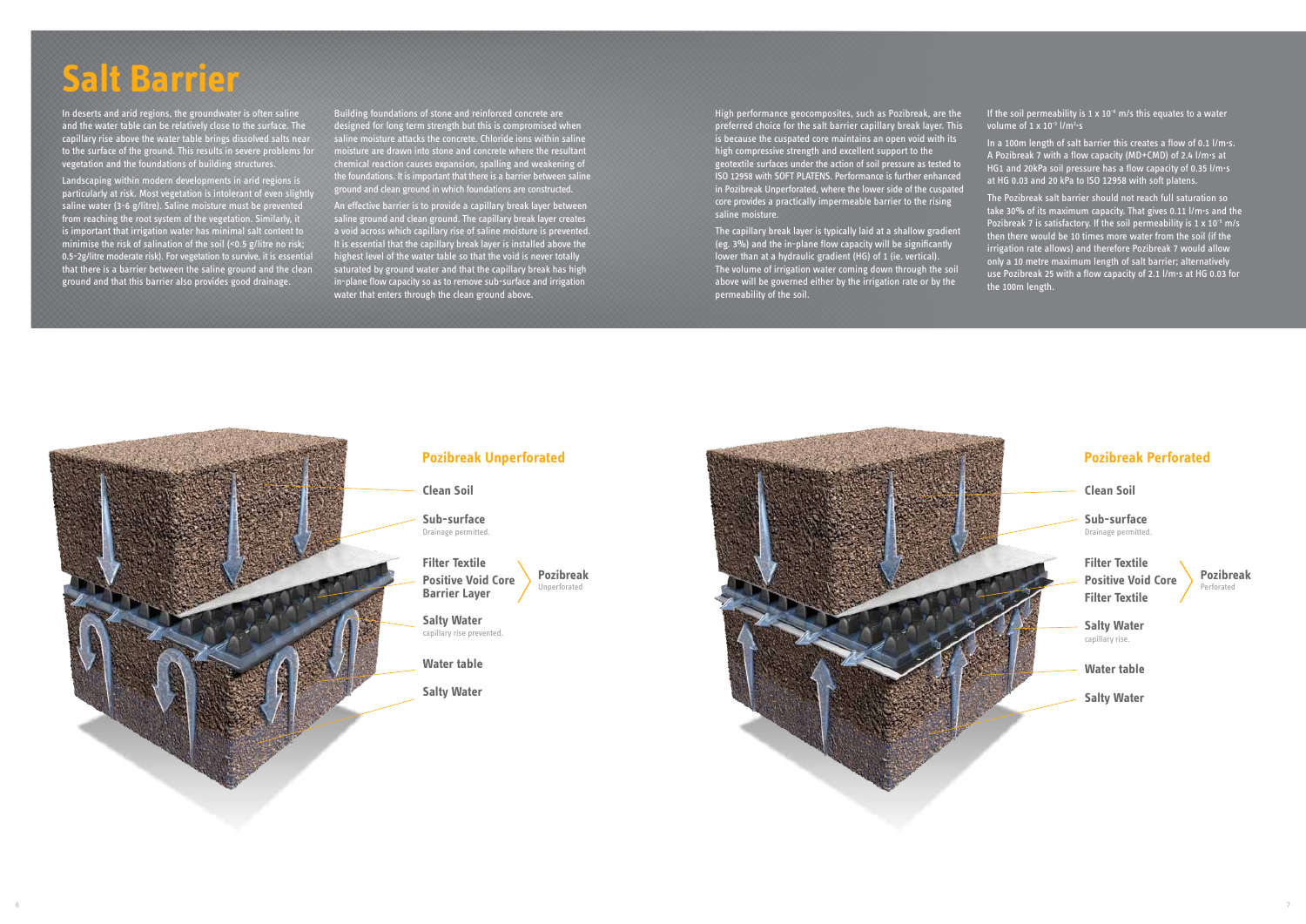# Salt Barrier

In deserts and arid regions, the groundwater is often saline and the water table can be relatively close to the surface. The capillary rise above the water table brings dissolved salts near to the surface of the ground. This results in severe problems for vegetation and the foundations of building structures.

Landscaping within modern developments in arid regions is particularly at risk. Most vegetation is intolerant of even slightly saline water (3-6 g/litre). Saline moisture must be prevented from reaching the root system of the vegetation. Similarly, it is important that irrigation water has minimal salt content to minimise the risk of salination of the soil (<0.5 g/litre no risk; 0.5-2g/litre moderate risk). For vegetation to survive, it is essential that there is a barrier between the saline ground and the clean ground and that this barrier also provides good drainage.

Building foundations of stone and reinforced concrete are designed for long term strength but this is compromised when saline moisture attacks the concrete. Chloride ions within saline moisture are drawn into stone and concrete where the resultant chemical reaction causes expansion, spalling and weakening of the foundations. It is important that there is a barrier between saline ground and clean ground in which foundations are constructed.

An effective barrier is to provide a capillary break layer between saline ground and clean ground. The capillary break layer creates a void across which capillary rise of saline moisture is prevented. It is essential that the capillary break layer is installed above the highest level of the water table so that the void is never totally saturated by ground water and that the capillary break has high in-plane flow capacity so as to remove sub-surface and irrigation water that enters through the clean ground above.

High performance geocomposites, such as Pozibreak, are the preferred choice for the salt barrier capillary break layer. This is because the cuspated core maintains an open void with its high compressive strength and excellent support to the geotextile surfaces under the action of soil pressure as tested to ISO 12958 with SOFT PLATENS. Performance is further enhanced in Pozibreak Unperforated, where the lower side of the cuspated core provides a practically impermeable barrier to the rising saline moisture.

The capillary break layer is typically laid at a shallow gradient (eg. 3%) and the in-plane flow capacity will be significantly lower than at a hydraulic gradient (HG) of 1 (ie. vertical). The volume of irrigation water coming down through the soil above will be governed either by the irrigation rate or by the permeability of the soil.

If the soil permeability is $1 \times 10^{-3}$ m/s this equates to a water volume of $1 \times 10^{-3}$ l/m²·s

In a 100m length of salt barrier this creates a flow of 0.1 l/m·s. A Pozibreak 7 with a flow capacity (MD+CMD) of 2.4 l/m·s at HG1 and 20kPa soil pressure has a flow capacity of 0.35 l/m·s at HG 0.03 and 20 kPa to ISO 12958 with soft platens.

The Pozibreak salt barrier should not reach full saturation so take 30% of its maximum capacity. That gives 0.11 l/m·s and the Pozibreak 7 is satisfactory. If the soil permeability is $1 \times 10^{-5}$ m/s then there would be 10 times more water from the soil (if the irrigation rate allows) and therefore Pozibreak 7 would allow only a 10 metre maximum length of salt barrier; alternatively use Pozibreak 25 with a flow capacity of 2.1 l/m·s at HG 0.03 for the 100m length.

## Pozibreak Unperforated

- **Clean Soil**
- **Sub-surface** – Drainage permitted.
- **Filter Textile**
- **Positive Void Core**
- **Barrier Layer**

(Filter Textile, Positive Void Core and Barrier Layer: **Pozibreak** Unperforated)

- **Salty Water** – capillary rise prevented.
- **Water table**
- **Salty Water**

## Pozibreak Perforated

- **Clean Soil**
- **Sub-surface** – Drainage permitted.
- **Filter Textile**
- **Positive Void Core**
- **Filter Textile**

(Filter Textile, Positive Void Core and Filter Textile: **Pozibreak** Perforated)

- **Salty Water** – capillary rise.
- **Water table**
- **Salty Water**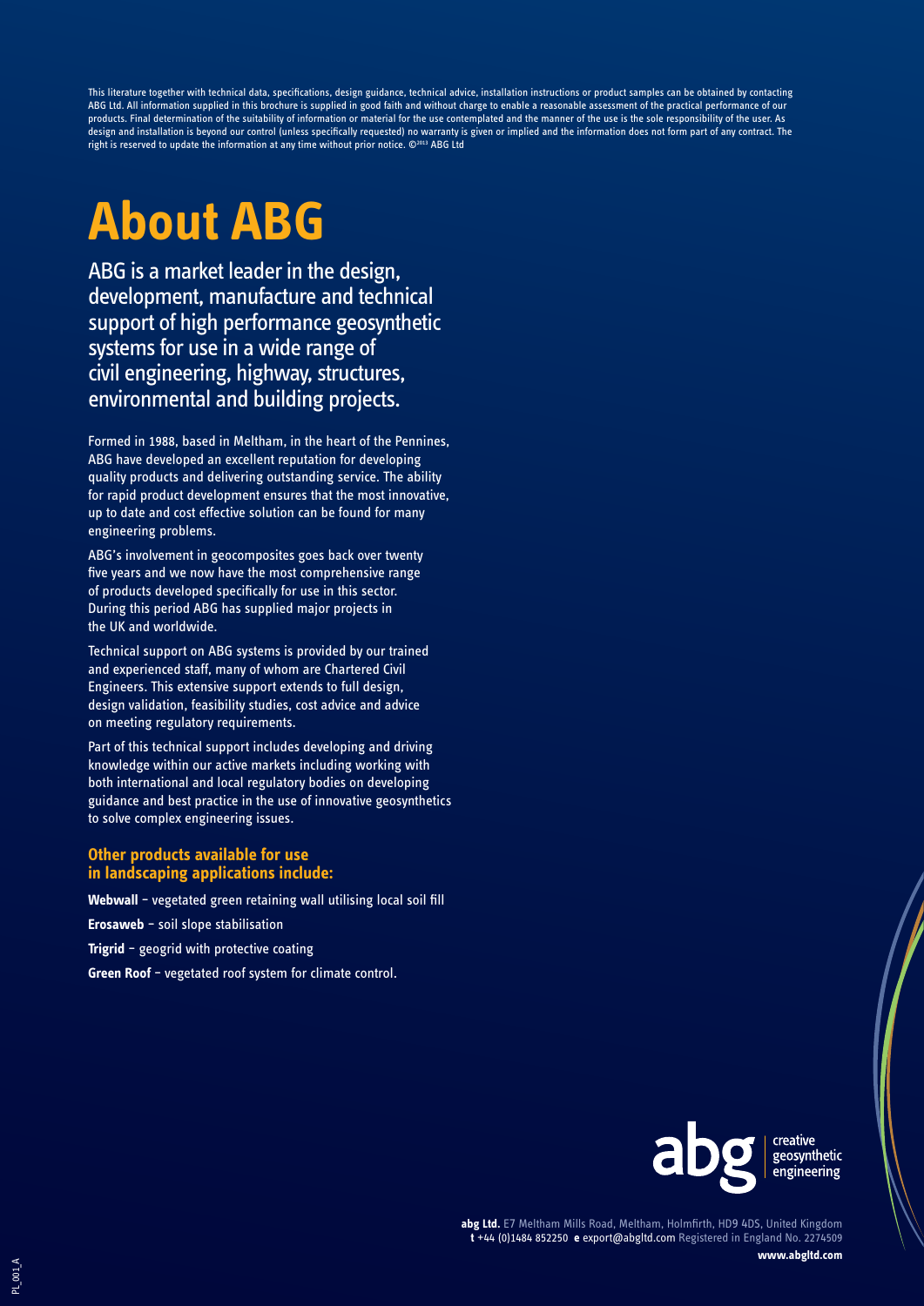This literature together with technical data, specifications, design guidance, technical advice, installation instructions or product samples can be obtained by contacting ABG Ltd. All information supplied in this brochure is supplied in good faith and without charge to enable a reasonable assessment of the practical performance of our products. Final determination of the suitability of information or material for the use contemplated and the manner of the use is the sole responsibility of the user. As design and installation is beyond our control (unless specifically requested) no warranty is given or implied and the information does not form part of any contract. The right is reserved to update the information at any time without prior notice. ©2013 ABG Ltd

# About ABG

ABG is a market leader in the design, development, manufacture and technical support of high performance geosynthetic systems for use in a wide range of civil engineering, highway, structures, environmental and building projects.

Formed in 1988, based in Meltham, in the heart of the Pennines, ABG have developed an excellent reputation for developing quality products and delivering outstanding service. The ability for rapid product development ensures that the most innovative, up to date and cost effective solution can be found for many engineering problems.

ABG's involvement in geocomposites goes back over twenty five years and we now have the most comprehensive range of products developed specifically for use in this sector. During this period ABG has supplied major projects in the UK and worldwide.

Technical support on ABG systems is provided by our trained and experienced staff, many of whom are Chartered Civil Engineers. This extensive support extends to full design, design validation, feasibility studies, cost advice and advice on meeting regulatory requirements.

Part of this technical support includes developing and driving knowledge within our active markets including working with both international and local regulatory bodies on developing guidance and best practice in the use of innovative geosynthetics to solve complex engineering issues.

### Other products available for use in landscaping applications include:

**Webwall** – vegetated green retaining wall utilising local soil fill

**Erosaweb** – soil slope stabilisation

**Trigrid** – geogrid with protective coating

**Green Roof** – vegetated roof system for climate control.

abg | creative geosynthetic engineering

**abg Ltd.** E7 Meltham Mills Road, Meltham, Holmfirth, HD9 4DS, United Kingdom
**t** +44 (0)1484 852250 **e** export@abgltd.com Registered in England No. 2274509
**www.abgltd.com**

PL_001_A